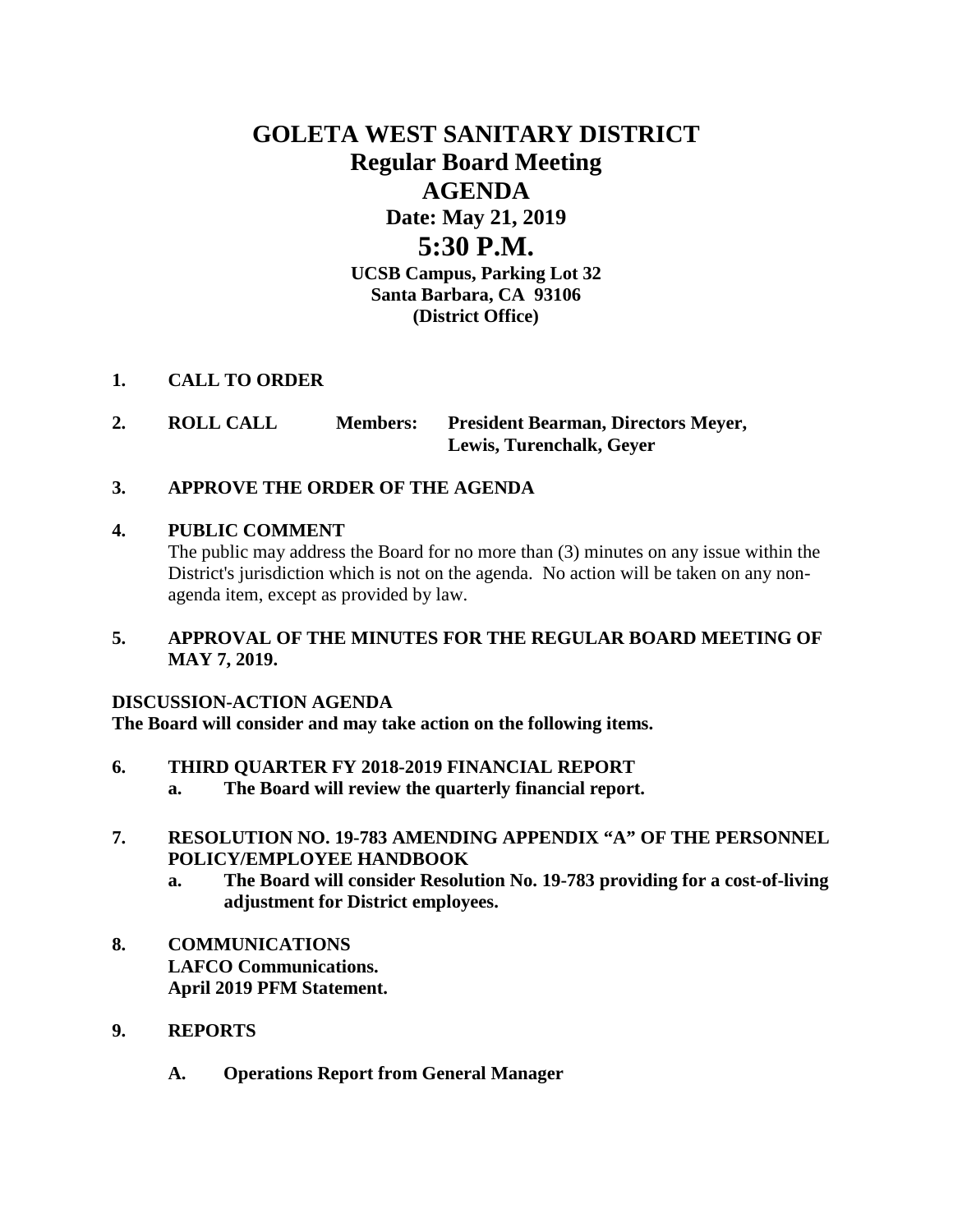# GOLETA WEST SANITARY DISTRICT

## Regular Board Meeting

## AGENDA

**Date: May 21, 2019**

## 5:30 P.M.

**UCSB Campus, Parking Lot 32**
**Santa Barbara, CA 93106**
**(District Office)**

**1. CALL TO ORDER**

**2. ROLL CALL Members: President Bearman, Directors Meyer, Lewis, Turenchalk, Geyer**

**3. APPROVE THE ORDER OF THE AGENDA**

**4. PUBLIC COMMENT**

The public may address the Board for no more than (3) minutes on any issue within the District's jurisdiction which is not on the agenda. No action will be taken on any non-agenda item, except as provided by law.

**5. APPROVAL OF THE MINUTES FOR THE REGULAR BOARD MEETING OF MAY 7, 2019.**

**DISCUSSION-ACTION AGENDA**
**The Board will consider and may take action on the following items.**

**6. THIRD QUARTER FY 2018-2019 FINANCIAL REPORT**

   **a. The Board will review the quarterly financial report.**

**7. RESOLUTION NO. 19-783 AMENDING APPENDIX "A" OF THE PERSONNEL POLICY/EMPLOYEE HANDBOOK**

   **a. The Board will consider Resolution No. 19-783 providing for a cost-of-living adjustment for District employees.**

**8. COMMUNICATIONS**
**LAFCO Communications.**
**April 2019 PFM Statement.**

**9. REPORTS**

   **A. Operations Report from General Manager**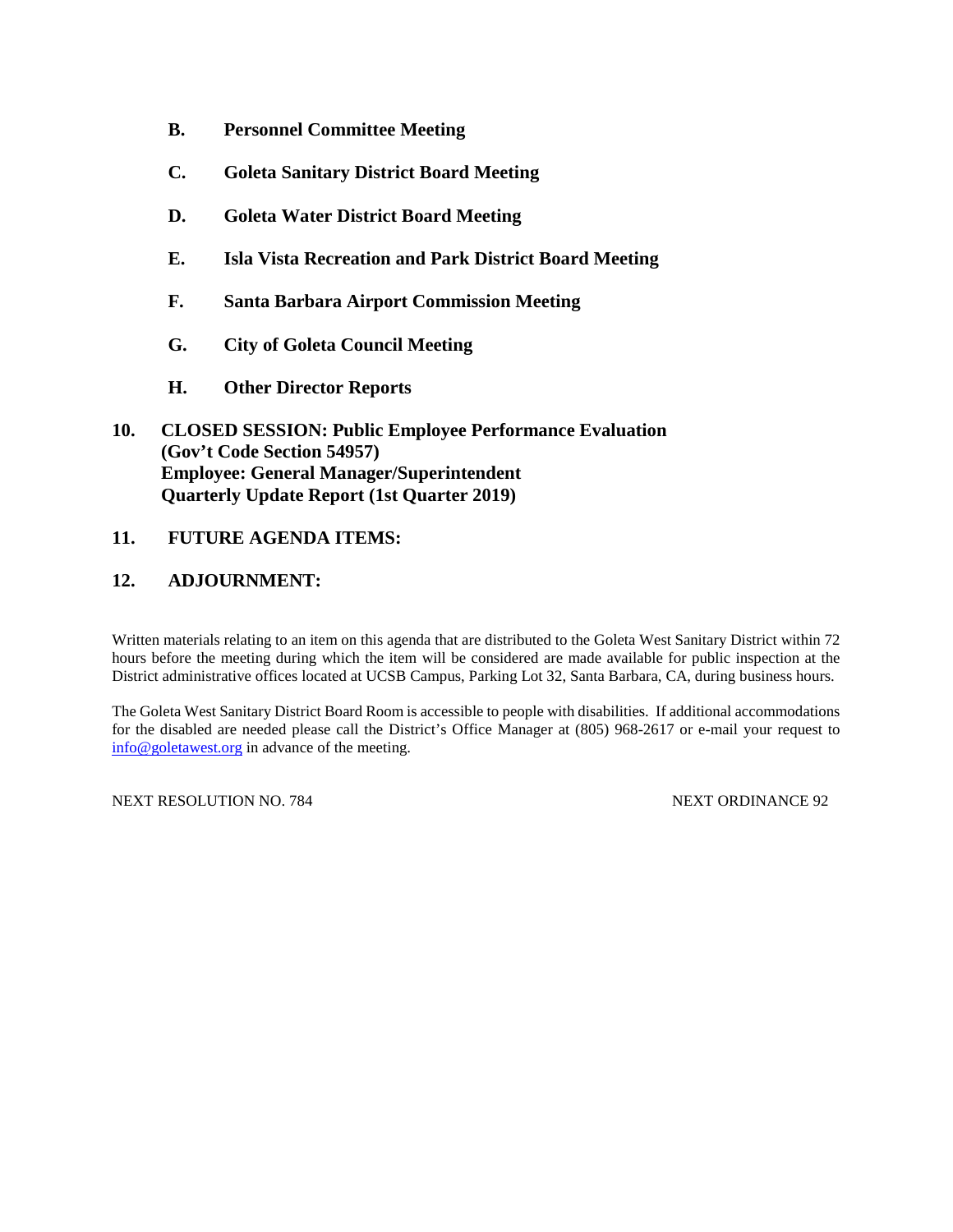- **B. Personnel Committee Meeting**

- **C. Goleta Sanitary District Board Meeting**

- **D. Goleta Water District Board Meeting**

- **E. Isla Vista Recreation and Park District Board Meeting**

- **F. Santa Barbara Airport Commission Meeting**

- **G. City of Goleta Council Meeting**

- **H. Other Director Reports**

**10. CLOSED SESSION: Public Employee Performance Evaluation (Gov't Code Section 54957)**
**Employee: General Manager/Superintendent**
**Quarterly Update Report (1st Quarter 2019)**

**11. FUTURE AGENDA ITEMS:**

**12. ADJOURNMENT:**

Written materials relating to an item on this agenda that are distributed to the Goleta West Sanitary District within 72 hours before the meeting during which the item will be considered are made available for public inspection at the District administrative offices located at UCSB Campus, Parking Lot 32, Santa Barbara, CA, during business hours.

The Goleta West Sanitary District Board Room is accessible to people with disabilities. If additional accommodations for the disabled are needed please call the District's Office Manager at (805) 968-2617 or e-mail your request to info@goletawest.org in advance of the meeting.

NEXT RESOLUTION NO. 784 NEXT ORDINANCE 92